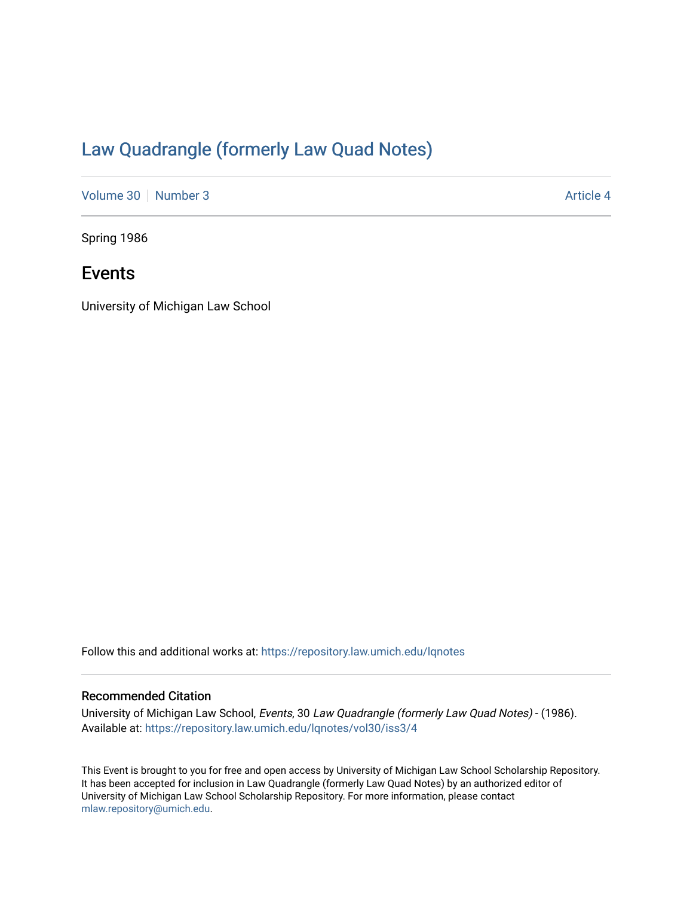# Law Quadrangle (formerly Law Quad Notes)

Volume 30 | Number 3 | Article 4

Spring 1986

## Events

University of Michigan Law School

Follow this and additional works at: https://repository.law.umich.edu/lqnotes

### Recommended Citation

University of Michigan Law School, *Events*, 30 *Law Quadrangle (formerly Law Quad Notes)* - (1986).
Available at: https://repository.law.umich.edu/lqnotes/vol30/iss3/4

This Event is brought to you for free and open access by University of Michigan Law School Scholarship Repository. It has been accepted for inclusion in Law Quadrangle (formerly Law Quad Notes) by an authorized editor of University of Michigan Law School Scholarship Repository. For more information, please contact mlaw.repository@umich.edu.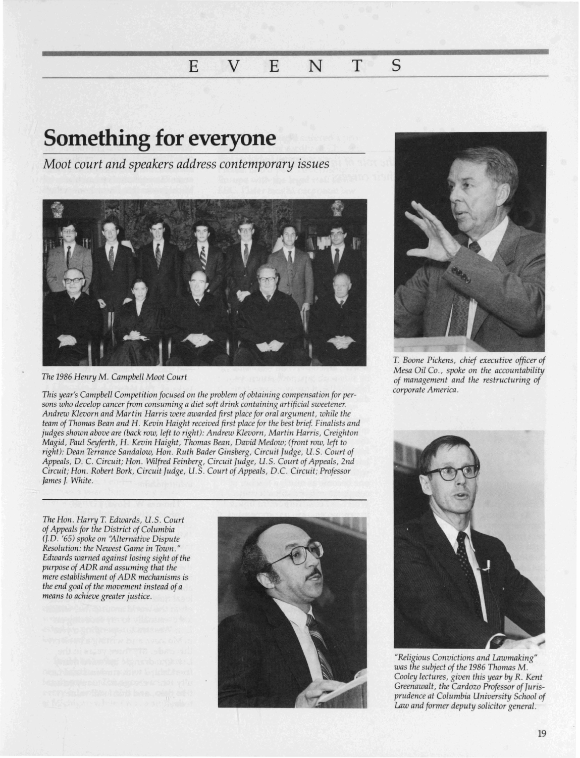# EVENTS

## Something for everyone

*Moot court and speakers address contemporary issues*

*The 1986 Henry M. Campbell Moot Court*

*This year's Campbell Competition focused on the problem of obtaining compensation for persons who develop cancer from consuming a diet soft drink containing artificial sweetener. Andrew Klevorn and Martin Harris were awarded first place for oral argument, while the team of Thomas Bean and H. Kevin Haight received first place for the best brief. Finalists and judges shown above are (back row, left to right): Andrew Klevorn, Martin Harris, Creighton Magid, Paul Seyferth, H. Kevin Haight, Thomas Bean, David Medow; (front row, left to right): Dean Terrance Sandalow, Hon. Ruth Bader Ginsberg, Circuit Judge, U.S. Court of Appeals, D. C. Circuit; Hon. Wilfred Feinberg, Circuit Judge, U.S. Court of Appeals, 2nd Circuit; Hon. Robert Bork, Circuit Judge, U.S. Court of Appeals, D.C. Circuit; Professor James J. White.*

*T. Boone Pickens, chief executive officer of Mesa Oil Co., spoke on the accountability of management and the restructuring of corporate America.*

*The Hon. Harry T. Edwards, U.S. Court of Appeals for the District of Columbia (J.D. '65) spoke on "Alternative Dispute Resolution: the Newest Game in Town." Edwards warned against losing sight of the purpose of ADR and assuming that the mere establishment of ADR mechanisms is the end goal of the movement instead of a means to achieve greater justice.*

*"Religious Convictions and Lawmaking" was the subject of the 1986 Thomas M. Cooley lectures, given this year by R. Kent Greenawalt, the Cardozo Professor of Jurisprudence at Columbia University School of Law and former deputy solicitor general.*